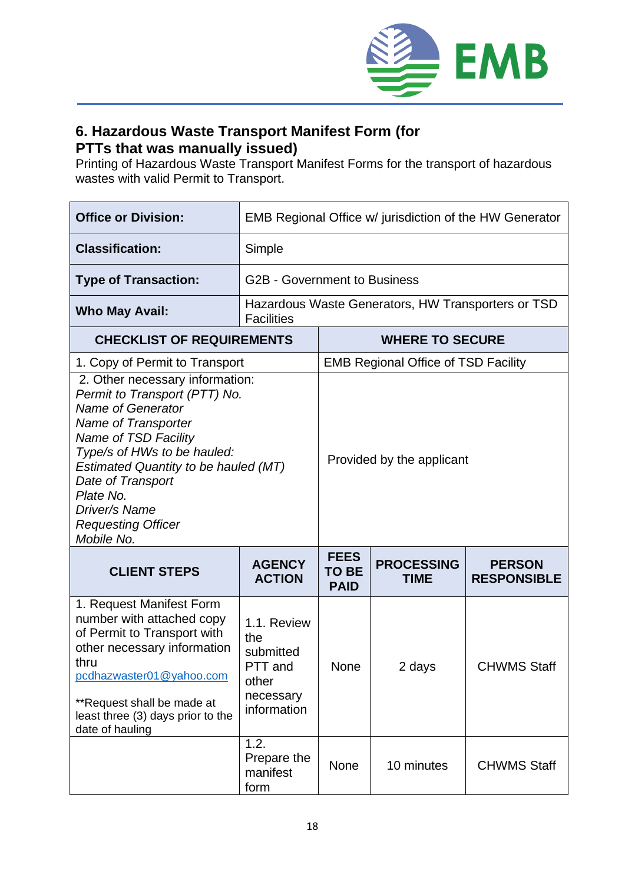## 6. Hazardous Waste Transport Manifest Form (for PTTs that was manually issued)

Printing of Hazardous Waste Transport Manifest Forms for the transport of hazardous wastes with valid Permit to Transport.

| **Office or Division:** | EMB Regional Office w/ jurisdiction of the HW Generator | | | |
|---|---|---|---|---|
| **Classification:** | Simple | | | |
| **Type of Transaction:** | G2B - Government to Business | | | |
| **Who May Avail:** | Hazardous Waste Generators, HW Transporters or TSD Facilities | | | |
| **CHECKLIST OF REQUIREMENTS** | | **WHERE TO SECURE** | | |
| 1. Copy of Permit to Transport | | EMB Regional Office of TSD Facility | | |
| 2. Other necessary information: *Permit to Transport (PTT) No.* *Name of Generator* *Name of Transporter* *Name of TSD Facility* *Type/s of HWs to be hauled:* *Estimated Quantity to be hauled (MT)* *Date of Transport* *Plate No.* *Driver/s Name* *Requesting Officer* *Mobile No.* | | Provided by the applicant | | |
| **CLIENT STEPS** | **AGENCY ACTION** | **FEES TO BE PAID** | **PROCESSING TIME** | **PERSON RESPONSIBLE** |
| 1. Request Manifest Form number with attached copy of Permit to Transport with other necessary information thru pcdhazwaster01@yahoo.com<br>**Request shall be made at least three (3) days prior to the date of hauling | 1.1. Review the submitted PTT and other necessary information | None | 2 days | CHWMS Staff |
| | 1.2. Prepare the manifest form | None | 10 minutes | CHWMS Staff |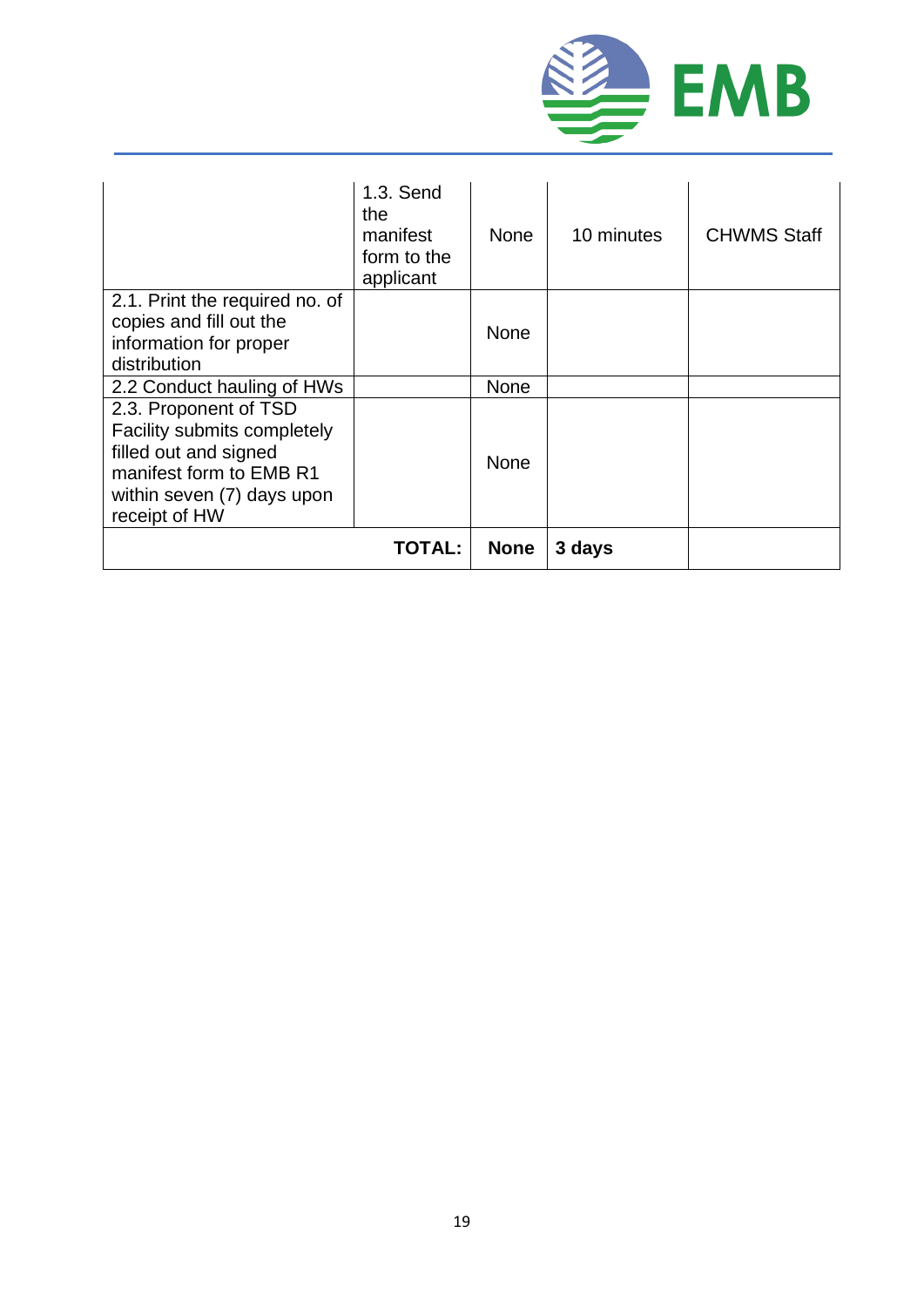| | | | | |
|---|---|---|---|---|
| | 1.3. Send the manifest form to the applicant | None | 10 minutes | CHWMS Staff |
| 2.1. Print the required no. of copies and fill out the information for proper distribution | | None | | |
| 2.2 Conduct hauling of HWs | | None | | |
| 2.3. Proponent of TSD Facility submits completely filled out and signed manifest form to EMB R1 within seven (7) days upon receipt of HW | | None | | |
| | **TOTAL:** | **None** | **3 days** | |